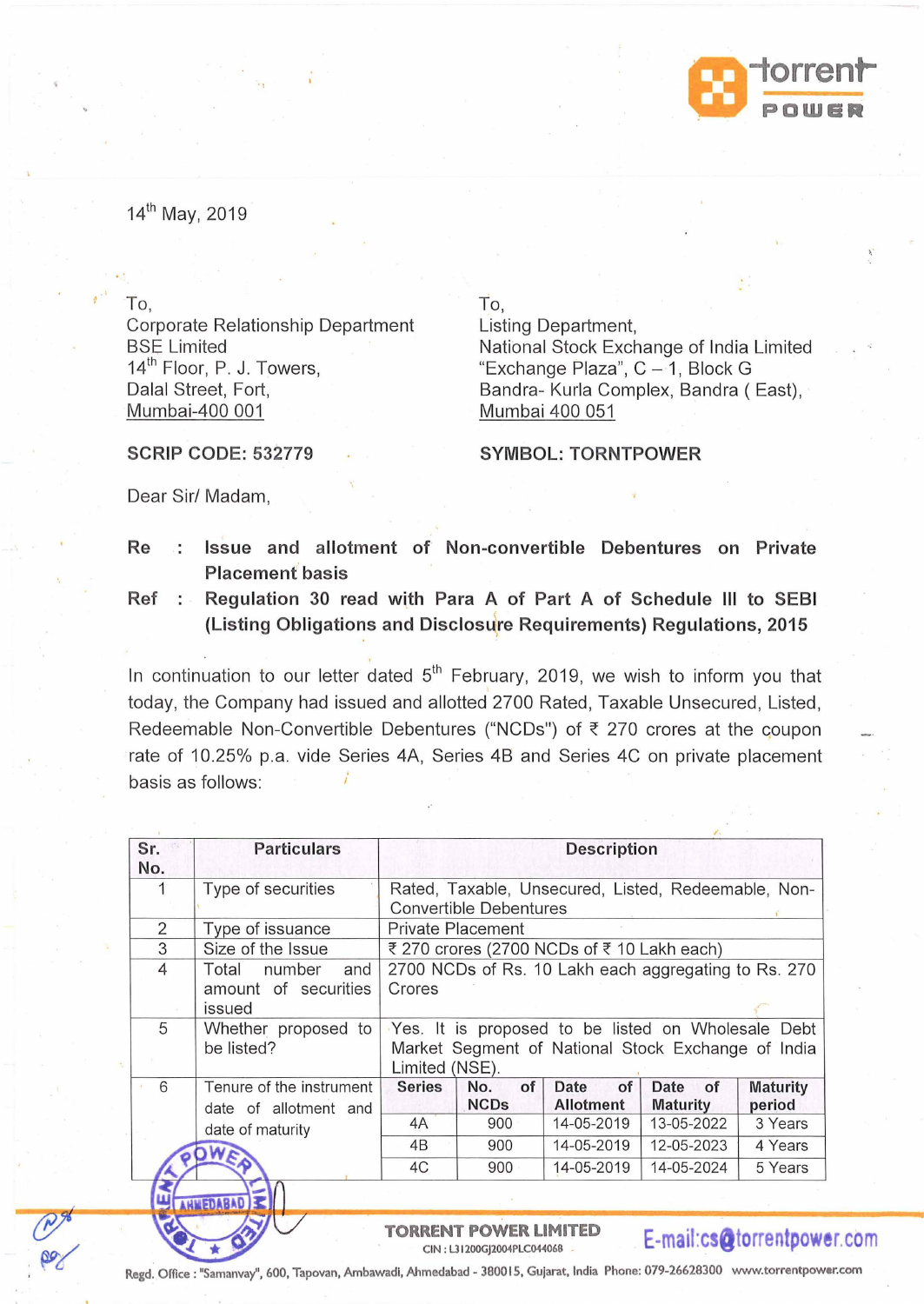14th May, 2019

To,
Corporate Relationship Department
BSE Limited
14th Floor, P. J. Towers,
Dalal Street, Fort,
Mumbai-400 001

**SCRIP CODE: 532779**

To,
Listing Department,
National Stock Exchange of India Limited
"Exchange Plaza", C – 1, Block G
Bandra- Kurla Complex, Bandra ( East),
Mumbai 400 051

**SYMBOL: TORNTPOWER**

Dear Sir/ Madam,

**Re : Issue and allotment of Non-convertible Debentures on Private Placement basis**

**Ref : Regulation 30 read with Para A of Part A of Schedule III to SEBI (Listing Obligations and Disclosure Requirements) Regulations, 2015**

In continuation to our letter dated 5th February, 2019, we wish to inform you that today, the Company had issued and allotted 2700 Rated, Taxable Unsecured, Listed, Redeemable Non-Convertible Debentures ("NCDs") of ₹ 270 crores at the coupon rate of 10.25% p.a. vide Series 4A, Series 4B and Series 4C on private placement basis as follows:

| Sr. No. | Particulars | Description | | | | |
|---|---|---|---|---|---|---|
| 1 | Type of securities | Rated, Taxable, Unsecured, Listed, Redeemable, Non-Convertible Debentures | | | | |
| 2 | Type of issuance | Private Placement | | | | |
| 3 | Size of the Issue | ₹ 270 crores (2700 NCDs of ₹ 10 Lakh each) | | | | |
| 4 | Total number and amount of securities issued | 2700 NCDs of Rs. 10 Lakh each aggregating to Rs. 270 Crores | | | | |
| 5 | Whether proposed to be listed? | Yes. It is proposed to be listed on Wholesale Debt Market Segment of National Stock Exchange of India Limited (NSE). | | | | |
| 6 | Tenure of the instrument date of allotment and date of maturity | **Series** | **No. of NCDs** | **Date of Allotment** | **Date of Maturity** | **Maturity period** |
| | | 4A | 900 | 14-05-2019 | 13-05-2022 | 3 Years |
| | | 4B | 900 | 14-05-2019 | 12-05-2023 | 4 Years |
| | | 4C | 900 | 14-05-2019 | 14-05-2024 | 5 Years |

**TORRENT POWER LIMITED**
CIN : L31200GJ2004PLC044068
E-mail:cs@torrentpower.com

Regd. Office : "Samanvay", 600, Tapovan, Ambawadi, Ahmedabad - 380015, Gujarat, India Phone: 079-26628300 www.torrentpower.com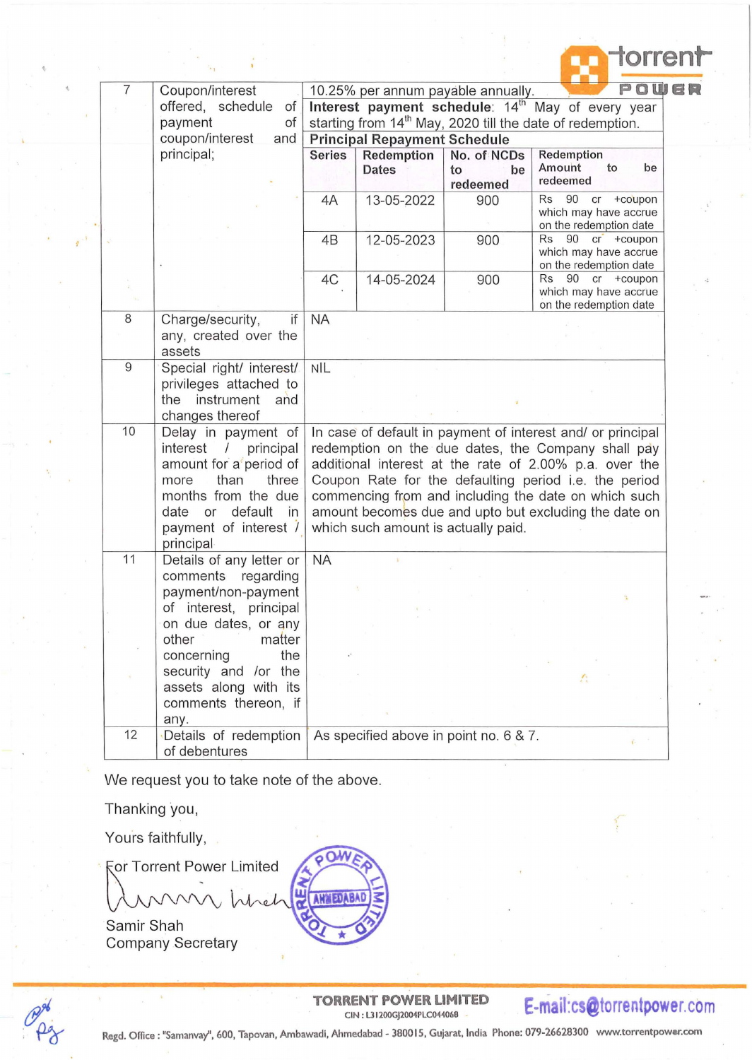| | | |
|---|---|---|
| 7 | Coupon/interest offered, schedule of payment of coupon/interest and principal; | 10.25% per annum payable annually.<br>**Interest payment schedule**: 14th May of every year starting from 14th May, 2020 till the date of redemption.<br>**Principal Repayment Schedule**<br>**Series** / **Redemption Dates** / **No. of NCDs to be redeemed** / **Redemption Amount to be redeemed**<br>4A / 13-05-2022 / 900 / Rs 90 cr +coupon which may have accrue on the redemption date<br>4B / 12-05-2023 / 900 / Rs 90 cr +coupon which may have accrue on the redemption date<br>4C / 14-05-2024 / 900 / Rs 90 cr +coupon which may have accrue on the redemption date |
| 8 | Charge/security, if any, created over the assets | NA |
| 9 | Special right/ interest/ privileges attached to the instrument and changes thereof | NIL |
| 10 | Delay in payment of interest / principal amount for a period of more than three months from the due date or default in payment of interest / principal | In case of default in payment of interest and/ or principal redemption on the due dates, the Company shall pay additional interest at the rate of 2.00% p.a. over the Coupon Rate for the defaulting period i.e. the period commencing from and including the date on which such amount becomes due and upto but excluding the date on which such amount is actually paid. |
| 11 | Details of any letter or comments regarding payment/non-payment of interest, principal on due dates, or any other matter concerning the security and /or the assets along with its comments thereon, if any. | NA |
| 12 | Details of redemption of debentures | As specified above in point no. 6 & 7. |

We request you to take note of the above.

Thanking you,

Yours faithfully,

For Torrent Power Limited

Samir Shah
Company Secretary

**TORRENT POWER LIMITED**
CIN : L31200GJ2004PLC044068
E-mail:cs@torrentpower.com

Regd. Office : "Samanvay", 600, Tapovan, Ambawadi, Ahmedabad - 380015, Gujarat, India Phone: 079-26628300 www.torrentpower.com